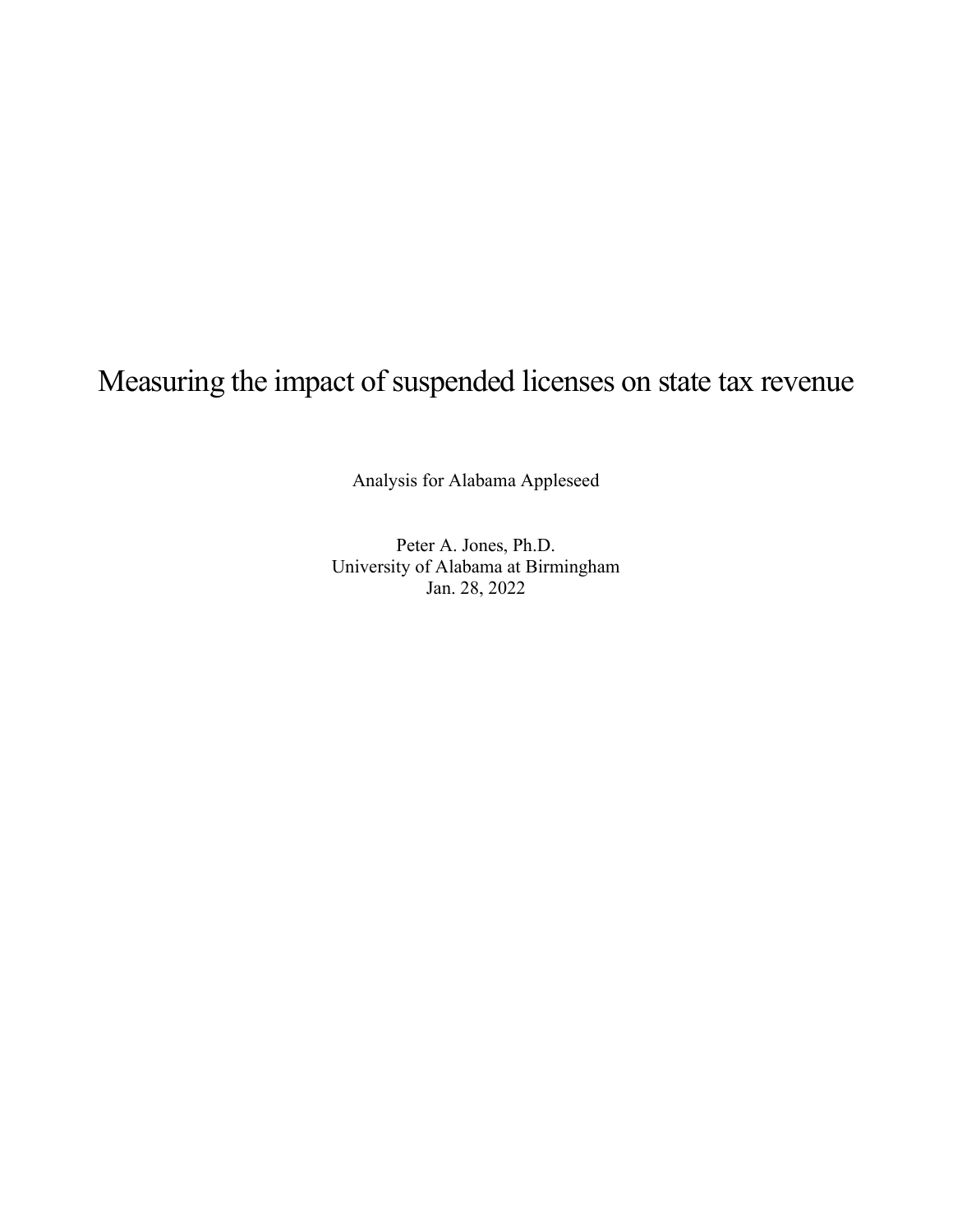# Measuring the impact of suspended licenses on state tax revenue

Analysis for Alabama Appleseed

Peter A. Jones, Ph.D.
University of Alabama at Birmingham
Jan. 28, 2022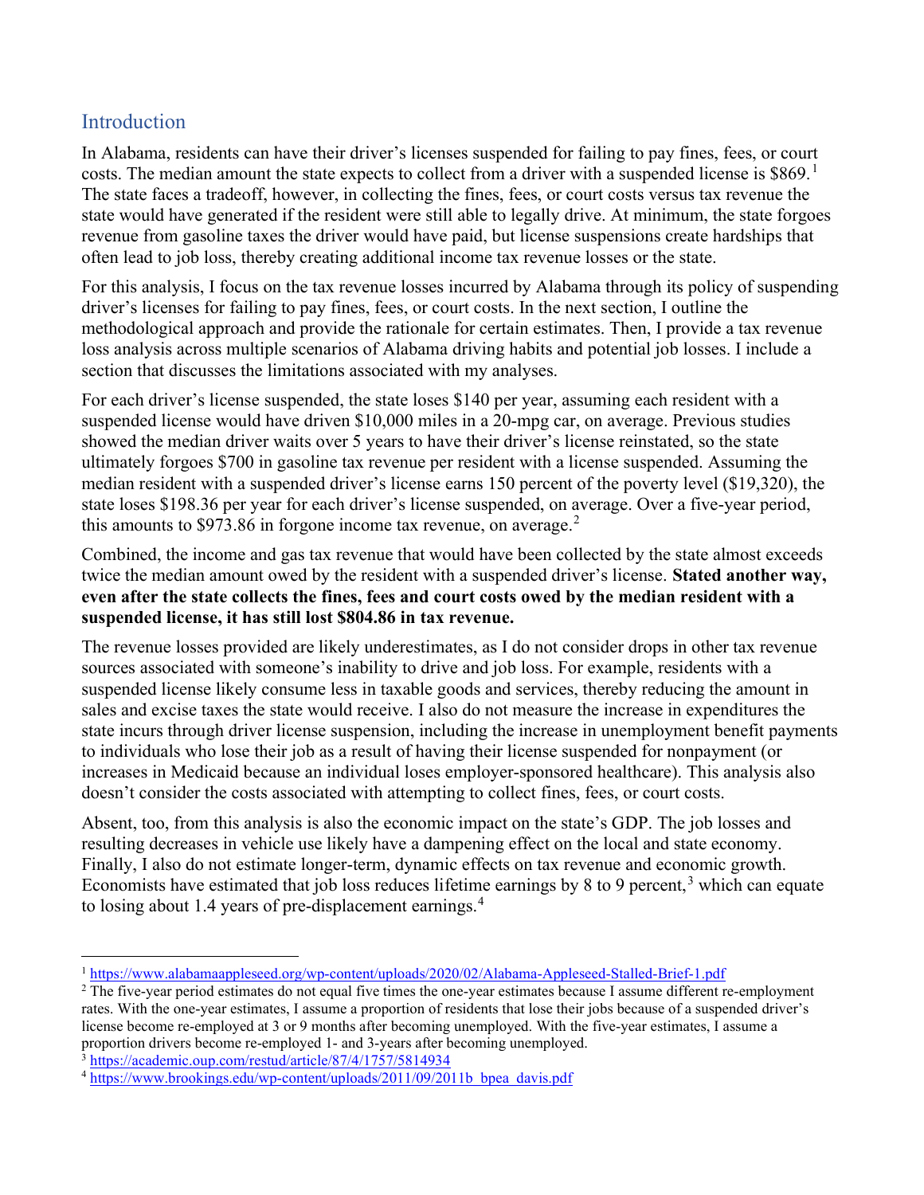## Introduction

In Alabama, residents can have their driver's licenses suspended for failing to pay fines, fees, or court costs. The median amount the state expects to collect from a driver with a suspended license is $869.[1] The state faces a tradeoff, however, in collecting the fines, fees, or court costs versus tax revenue the state would have generated if the resident were still able to legally drive. At minimum, the state forgoes revenue from gasoline taxes the driver would have paid, but license suspensions create hardships that often lead to job loss, thereby creating additional income tax revenue losses or the state.

For this analysis, I focus on the tax revenue losses incurred by Alabama through its policy of suspending driver's licenses for failing to pay fines, fees, or court costs. In the next section, I outline the methodological approach and provide the rationale for certain estimates. Then, I provide a tax revenue loss analysis across multiple scenarios of Alabama driving habits and potential job losses. I include a section that discusses the limitations associated with my analyses.

For each driver's license suspended, the state loses $140 per year, assuming each resident with a suspended license would have driven $10,000 miles in a 20-mpg car, on average. Previous studies showed the median driver waits over 5 years to have their driver's license reinstated, so the state ultimately forgoes $700 in gasoline tax revenue per resident with a license suspended. Assuming the median resident with a suspended driver's license earns 150 percent of the poverty level ($19,320), the state loses $198.36 per year for each driver's license suspended, on average. Over a five-year period, this amounts to $973.86 in forgone income tax revenue, on average.[2]

Combined, the income and gas tax revenue that would have been collected by the state almost exceeds twice the median amount owed by the resident with a suspended driver's license. **Stated another way, even after the state collects the fines, fees and court costs owed by the median resident with a suspended license, it has still lost $804.86 in tax revenue.**

The revenue losses provided are likely underestimates, as I do not consider drops in other tax revenue sources associated with someone's inability to drive and job loss. For example, residents with a suspended license likely consume less in taxable goods and services, thereby reducing the amount in sales and excise taxes the state would receive. I also do not measure the increase in expenditures the state incurs through driver license suspension, including the increase in unemployment benefit payments to individuals who lose their job as a result of having their license suspended for nonpayment (or increases in Medicaid because an individual loses employer-sponsored healthcare). This analysis also doesn't consider the costs associated with attempting to collect fines, fees, or court costs.

Absent, too, from this analysis is also the economic impact on the state's GDP. The job losses and resulting decreases in vehicle use likely have a dampening effect on the local and state economy. Finally, I also do not estimate longer-term, dynamic effects on tax revenue and economic growth. Economists have estimated that job loss reduces lifetime earnings by 8 to 9 percent,[3] which can equate to losing about 1.4 years of pre-displacement earnings.[4]

---

[1] https://www.alabamaappleseed.org/wp-content/uploads/2020/02/Alabama-Appleseed-Stalled-Brief-1.pdf

[2] The five-year period estimates do not equal five times the one-year estimates because I assume different re-employment rates. With the one-year estimates, I assume a proportion of residents that lose their jobs because of a suspended driver's license become re-employed at 3 or 9 months after becoming unemployed. With the five-year estimates, I assume a proportion drivers become re-employed 1- and 3-years after becoming unemployed.

[3] https://academic.oup.com/restud/article/87/4/1757/5814934

[4] https://www.brookings.edu/wp-content/uploads/2011/09/2011b_bpea_davis.pdf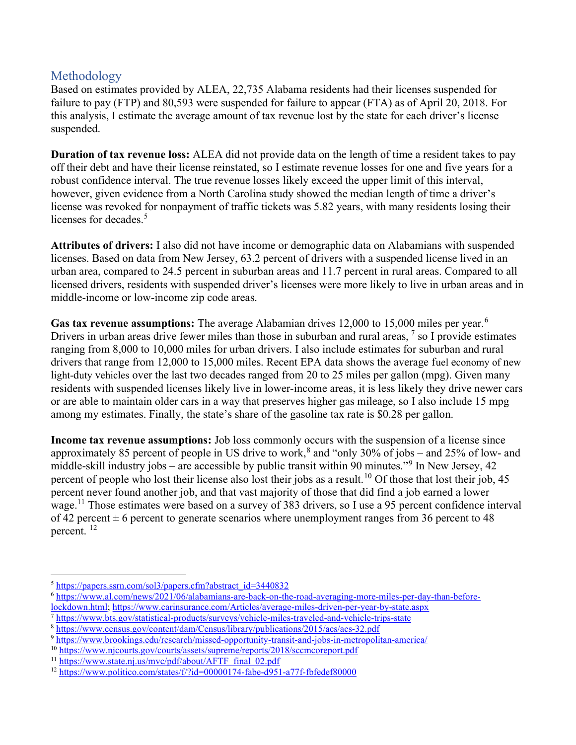## Methodology

Based on estimates provided by ALEA, 22,735 Alabama residents had their licenses suspended for failure to pay (FTP) and 80,593 were suspended for failure to appear (FTA) as of April 20, 2018. For this analysis, I estimate the average amount of tax revenue lost by the state for each driver's license suspended.

**Duration of tax revenue loss:** ALEA did not provide data on the length of time a resident takes to pay off their debt and have their license reinstated, so I estimate revenue losses for one and five years for a robust confidence interval. The true revenue losses likely exceed the upper limit of this interval, however, given evidence from a North Carolina study showed the median length of time a driver's license was revoked for nonpayment of traffic tickets was 5.82 years, with many residents losing their licenses for decades.[5]

**Attributes of drivers:** I also did not have income or demographic data on Alabamians with suspended licenses. Based on data from New Jersey, 63.2 percent of drivers with a suspended license lived in an urban area, compared to 24.5 percent in suburban areas and 11.7 percent in rural areas. Compared to all licensed drivers, residents with suspended driver's licenses were more likely to live in urban areas and in middle-income or low-income zip code areas.

**Gas tax revenue assumptions:** The average Alabamian drives 12,000 to 15,000 miles per year.[6] Drivers in urban areas drive fewer miles than those in suburban and rural areas,[7] so I provide estimates ranging from 8,000 to 10,000 miles for urban drivers. I also include estimates for suburban and rural drivers that range from 12,000 to 15,000 miles. Recent EPA data shows the average fuel economy of new light-duty vehicles over the last two decades ranged from 20 to 25 miles per gallon (mpg). Given many residents with suspended licenses likely live in lower-income areas, it is less likely they drive newer cars or are able to maintain older cars in a way that preserves higher gas mileage, so I also include 15 mpg among my estimates. Finally, the state's share of the gasoline tax rate is $0.28 per gallon.

**Income tax revenue assumptions:** Job loss commonly occurs with the suspension of a license since approximately 85 percent of people in US drive to work,[8] and "only 30% of jobs – and 25% of low- and middle-skill industry jobs – are accessible by public transit within 90 minutes."[9] In New Jersey, 42 percent of people who lost their license also lost their jobs as a result.[10] Of those that lost their job, 45 percent never found another job, and that vast majority of those that did find a job earned a lower wage.[11] Those estimates were based on a survey of 383 drivers, so I use a 95 percent confidence interval of 42 percent ± 6 percent to generate scenarios where unemployment ranges from 36 percent to 48 percent.[12]

---

[5] https://papers.ssrn.com/sol3/papers.cfm?abstract_id=3440832
[6] https://www.al.com/news/2021/06/alabamians-are-back-on-the-road-averaging-more-miles-per-day-than-before-lockdown.html; https://www.carinsurance.com/Articles/average-miles-driven-per-year-by-state.aspx
[7] https://www.bts.gov/statistical-products/surveys/vehicle-miles-traveled-and-vehicle-trips-state
[8] https://www.census.gov/content/dam/Census/library/publications/2015/acs/acs-32.pdf
[9] https://www.brookings.edu/research/missed-opportunity-transit-and-jobs-in-metropolitan-america/
[10] https://www.njcourts.gov/courts/assets/supreme/reports/2018/sccmcoreport.pdf
[11] https://www.state.nj.us/mvc/pdf/about/AFTF_final_02.pdf
[12] https://www.politico.com/states/f/?id=00000174-fabe-d951-a77f-fbfedef80000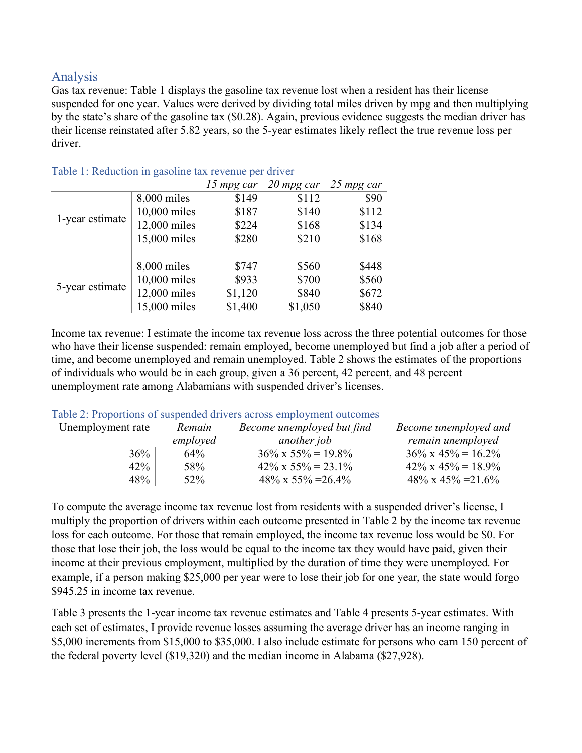## Analysis

Gas tax revenue: Table 1 displays the gasoline tax revenue lost when a resident has their license suspended for one year. Values were derived by dividing total miles driven by mpg and then multiplying by the state's share of the gasoline tax ($0.28). Again, previous evidence suggests the median driver has their license reinstated after 5.82 years, so the 5-year estimates likely reflect the true revenue loss per driver.

Table 1: Reduction in gasoline tax revenue per driver

| | | *15 mpg car* | *20 mpg car* | *25 mpg car* |
|---|---|---|---|---|
| 1-year estimate | 8,000 miles | $149 | $112 | $90 |
| | 10,000 miles | $187 | $140 | $112 |
| | 12,000 miles | $224 | $168 | $134 |
| | 15,000 miles | $280 | $210 | $168 |
| 5-year estimate | 8,000 miles | $747 | $560 | $448 |
| | 10,000 miles | $933 | $700 | $560 |
| | 12,000 miles | $1,120 | $840 | $672 |
| | 15,000 miles | $1,400 | $1,050 | $840 |

Income tax revenue: I estimate the income tax revenue loss across the three potential outcomes for those who have their license suspended: remain employed, become unemployed but find a job after a period of time, and become unemployed and remain unemployed. Table 2 shows the estimates of the proportions of individuals who would be in each group, given a 36 percent, 42 percent, and 48 percent unemployment rate among Alabamians with suspended driver's licenses.

Table 2: Proportions of suspended drivers across employment outcomes

| Unemployment rate | *Remain employed* | *Become unemployed but find another job* | *Become unemployed and remain unemployed* |
|---|---|---|---|
| 36% | 64% | 36% x 55% = 19.8% | 36% x 45% = 16.2% |
| 42% | 58% | 42% x 55% = 23.1% | 42% x 45% = 18.9% |
| 48% | 52% | 48% x 55% =26.4% | 48% x 45% =21.6% |

To compute the average income tax revenue lost from residents with a suspended driver's license, I multiply the proportion of drivers within each outcome presented in Table 2 by the income tax revenue loss for each outcome. For those that remain employed, the income tax revenue loss would be $0. For those that lose their job, the loss would be equal to the income tax they would have paid, given their income at their previous employment, multiplied by the duration of time they were unemployed. For example, if a person making $25,000 per year were to lose their job for one year, the state would forgo $945.25 in income tax revenue.

Table 3 presents the 1-year income tax revenue estimates and Table 4 presents 5-year estimates. With each set of estimates, I provide revenue losses assuming the average driver has an income ranging in $5,000 increments from $15,000 to $35,000. I also include estimate for persons who earn 150 percent of the federal poverty level ($19,320) and the median income in Alabama ($27,928).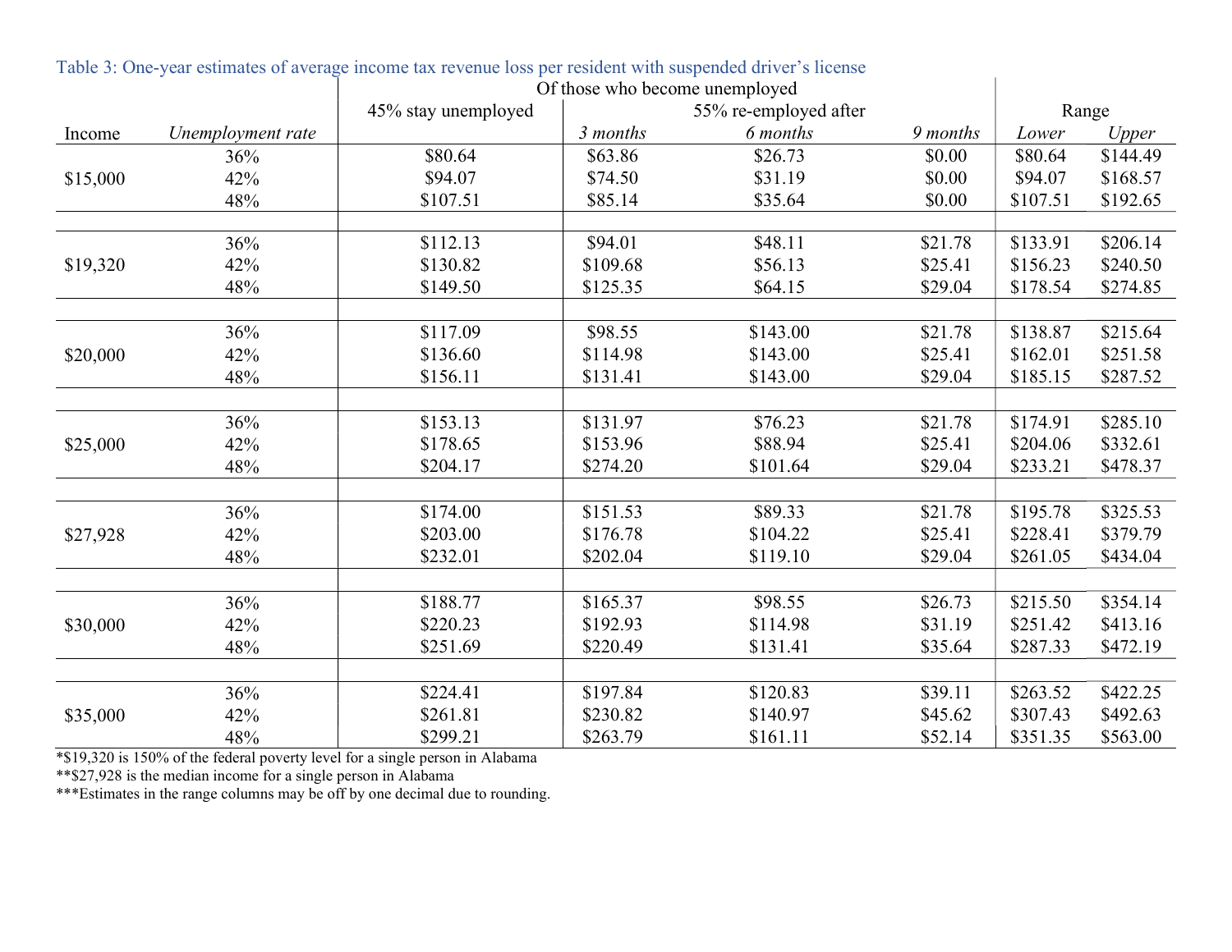Table 3: One-year estimates of average income tax revenue loss per resident with suspended driver's license

| Income | Unemployment rate | Of those who become unemployed | | | | Range | |
|---|---|---|---|---|---|---|---|
| | | 45% stay unemployed | 55% re-employed after | | | | |
| | | | *3 months* | *6 months* | *9 months* | *Lower* | *Upper* |
| $15,000 | 36% | $80.64 | $63.86 | $26.73 | $0.00 | $80.64 | $144.49 |
| | 42% | $94.07 | $74.50 | $31.19 | $0.00 | $94.07 | $168.57 |
| | 48% | $107.51 | $85.14 | $35.64 | $0.00 | $107.51 | $192.65 |
| $19,320 | 36% | $112.13 | $94.01 | $48.11 | $21.78 | $133.91 | $206.14 |
| | 42% | $130.82 | $109.68 | $56.13 | $25.41 | $156.23 | $240.50 |
| | 48% | $149.50 | $125.35 | $64.15 | $29.04 | $178.54 | $274.85 |
| $20,000 | 36% | $117.09 | $98.55 | $143.00 | $21.78 | $138.87 | $215.64 |
| | 42% | $136.60 | $114.98 | $143.00 | $25.41 | $162.01 | $251.58 |
| | 48% | $156.11 | $131.41 | $143.00 | $29.04 | $185.15 | $287.52 |
| $25,000 | 36% | $153.13 | $131.97 | $76.23 | $21.78 | $174.91 | $285.10 |
| | 42% | $178.65 | $153.96 | $88.94 | $25.41 | $204.06 | $332.61 |
| | 48% | $204.17 | $274.20 | $101.64 | $29.04 | $233.21 | $478.37 |
| $27,928 | 36% | $174.00 | $151.53 | $89.33 | $21.78 | $195.78 | $325.53 |
| | 42% | $203.00 | $176.78 | $104.22 | $25.41 | $228.41 | $379.79 |
| | 48% | $232.01 | $202.04 | $119.10 | $29.04 | $261.05 | $434.04 |
| $30,000 | 36% | $188.77 | $165.37 | $98.55 | $26.73 | $215.50 | $354.14 |
| | 42% | $220.23 | $192.93 | $114.98 | $31.19 | $251.42 | $413.16 |
| | 48% | $251.69 | $220.49 | $131.41 | $35.64 | $287.33 | $472.19 |
| $35,000 | 36% | $224.41 | $197.84 | $120.83 | $39.11 | $263.52 | $422.25 |
| | 42% | $261.81 | $230.82 | $140.97 | $45.62 | $307.43 | $492.63 |
| | 48% | $299.21 | $263.79 | $161.11 | $52.14 | $351.35 | $563.00 |

*$19,320 is 150% of the federal poverty level for a single person in Alabama
**$27,928 is the median income for a single person in Alabama
***Estimates in the range columns may be off by one decimal due to rounding.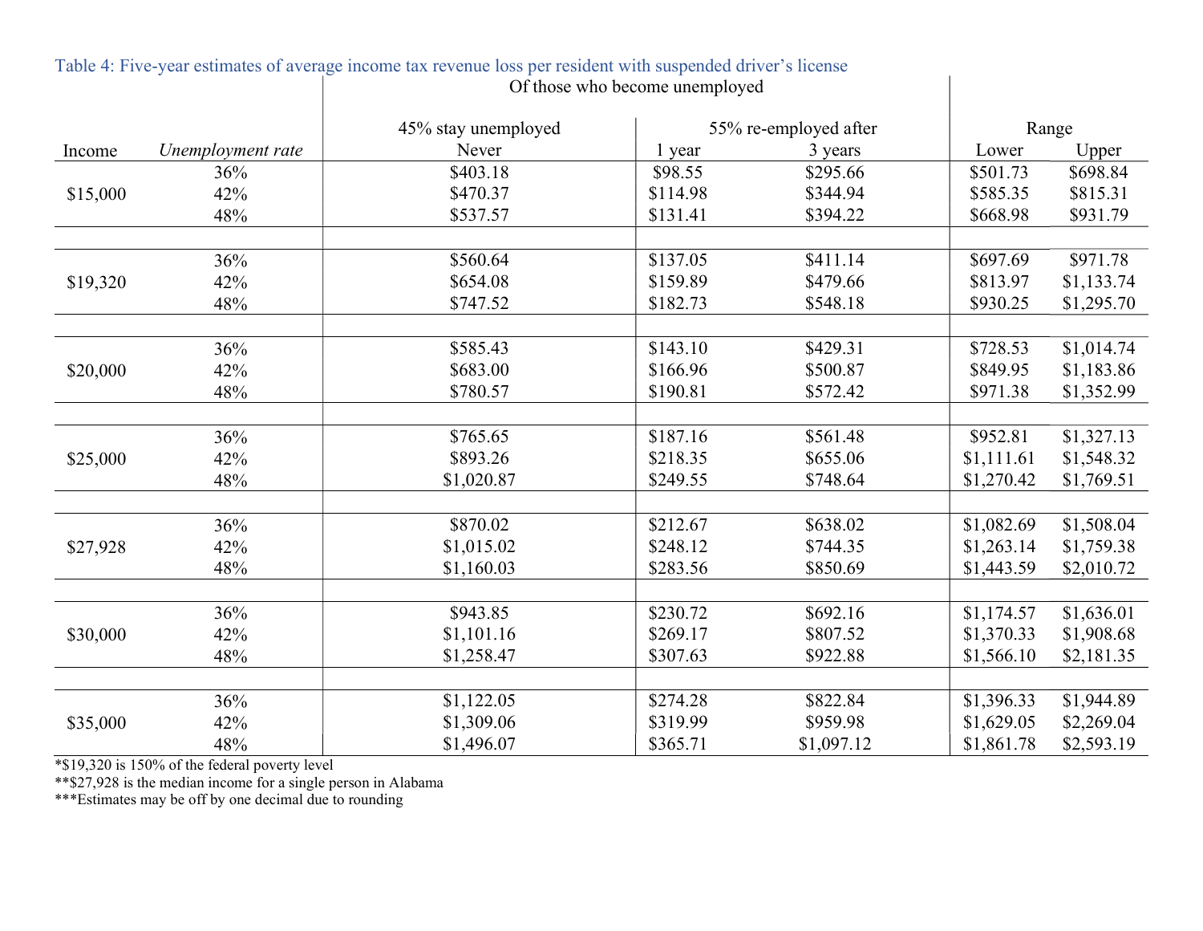Table 4: Five-year estimates of average income tax revenue loss per resident with suspended driver's license

| | | Of those who become unemployed | | | | |
|---|---|---|---|---|---|---|
| | | 45% stay unemployed | 55% re-employed after | | Range | |
| Income | *Unemployment rate* | Never | 1 year | 3 years | Lower | Upper |
| $15,000 | 36% | $403.18 | $98.55 | $295.66 | $501.73 | $698.84 |
| | 42% | $470.37 | $114.98 | $344.94 | $585.35 | $815.31 |
| | 48% | $537.57 | $131.41 | $394.22 | $668.98 | $931.79 |
| $19,320 | 36% | $560.64 | $137.05 | $411.14 | $697.69 | $971.78 |
| | 42% | $654.08 | $159.89 | $479.66 | $813.97 | $1,133.74 |
| | 48% | $747.52 | $182.73 | $548.18 | $930.25 | $1,295.70 |
| $20,000 | 36% | $585.43 | $143.10 | $429.31 | $728.53 | $1,014.74 |
| | 42% | $683.00 | $166.96 | $500.87 | $849.95 | $1,183.86 |
| | 48% | $780.57 | $190.81 | $572.42 | $971.38 | $1,352.99 |
| $25,000 | 36% | $765.65 | $187.16 | $561.48 | $952.81 | $1,327.13 |
| | 42% | $893.26 | $218.35 | $655.06 | $1,111.61 | $1,548.32 |
| | 48% | $1,020.87 | $249.55 | $748.64 | $1,270.42 | $1,769.51 |
| $27,928 | 36% | $870.02 | $212.67 | $638.02 | $1,082.69 | $1,508.04 |
| | 42% | $1,015.02 | $248.12 | $744.35 | $1,263.14 | $1,759.38 |
| | 48% | $1,160.03 | $283.56 | $850.69 | $1,443.59 | $2,010.72 |
| $30,000 | 36% | $943.85 | $230.72 | $692.16 | $1,174.57 | $1,636.01 |
| | 42% | $1,101.16 | $269.17 | $807.52 | $1,370.33 | $1,908.68 |
| | 48% | $1,258.47 | $307.63 | $922.88 | $1,566.10 | $2,181.35 |
| $35,000 | 36% | $1,122.05 | $274.28 | $822.84 | $1,396.33 | $1,944.89 |
| | 42% | $1,309.06 | $319.99 | $959.98 | $1,629.05 | $2,269.04 |
| | 48% | $1,496.07 | $365.71 | $1,097.12 | $1,861.78 | $2,593.19 |

*$19,320 is 150% of the federal poverty level
**$27,928 is the median income for a single person in Alabama
***Estimates may be off by one decimal due to rounding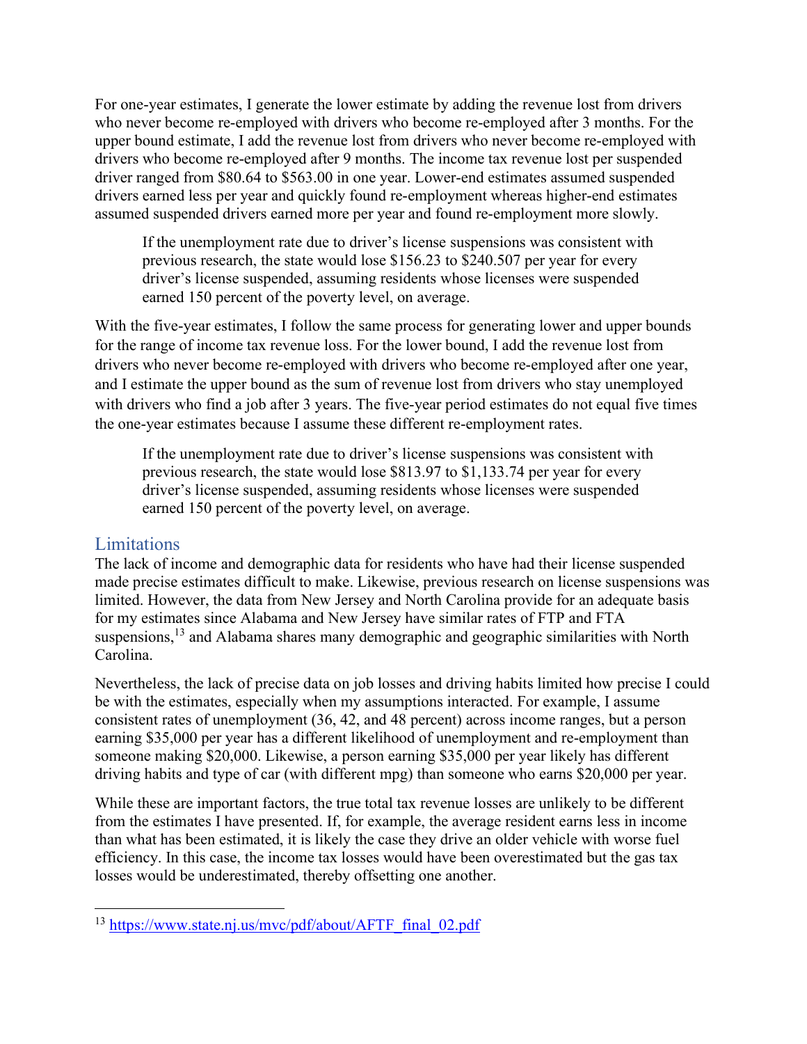For one-year estimates, I generate the lower estimate by adding the revenue lost from drivers who never become re-employed with drivers who become re-employed after 3 months. For the upper bound estimate, I add the revenue lost from drivers who never become re-employed with drivers who become re-employed after 9 months. The income tax revenue lost per suspended driver ranged from $80.64 to $563.00 in one year. Lower-end estimates assumed suspended drivers earned less per year and quickly found re-employment whereas higher-end estimates assumed suspended drivers earned more per year and found re-employment more slowly.

> If the unemployment rate due to driver's license suspensions was consistent with previous research, the state would lose $156.23 to $240.507 per year for every driver's license suspended, assuming residents whose licenses were suspended earned 150 percent of the poverty level, on average.

With the five-year estimates, I follow the same process for generating lower and upper bounds for the range of income tax revenue loss. For the lower bound, I add the revenue lost from drivers who never become re-employed with drivers who become re-employed after one year, and I estimate the upper bound as the sum of revenue lost from drivers who stay unemployed with drivers who find a job after 3 years. The five-year period estimates do not equal five times the one-year estimates because I assume these different re-employment rates.

> If the unemployment rate due to driver's license suspensions was consistent with previous research, the state would lose $813.97 to $1,133.74 per year for every driver's license suspended, assuming residents whose licenses were suspended earned 150 percent of the poverty level, on average.

## Limitations

The lack of income and demographic data for residents who have had their license suspended made precise estimates difficult to make. Likewise, previous research on license suspensions was limited. However, the data from New Jersey and North Carolina provide for an adequate basis for my estimates since Alabama and New Jersey have similar rates of FTP and FTA suspensions,[13] and Alabama shares many demographic and geographic similarities with North Carolina.

Nevertheless, the lack of precise data on job losses and driving habits limited how precise I could be with the estimates, especially when my assumptions interacted. For example, I assume consistent rates of unemployment (36, 42, and 48 percent) across income ranges, but a person earning $35,000 per year has a different likelihood of unemployment and re-employment than someone making $20,000. Likewise, a person earning $35,000 per year likely has different driving habits and type of car (with different mpg) than someone who earns $20,000 per year.

While these are important factors, the true total tax revenue losses are unlikely to be different from the estimates I have presented. If, for example, the average resident earns less in income than what has been estimated, it is likely the case they drive an older vehicle with worse fuel efficiency. In this case, the income tax losses would have been overestimated but the gas tax losses would be underestimated, thereby offsetting one another.

---

[13] https://www.state.nj.us/mvc/pdf/about/AFTF_final_02.pdf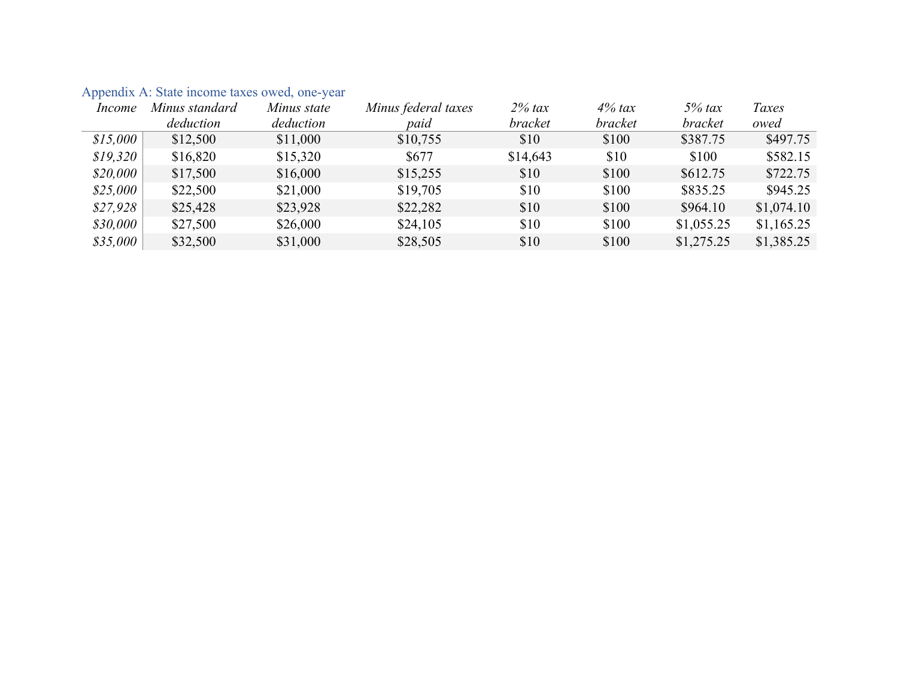Appendix A: State income taxes owed, one-year

| *Income* | *Minus standard deduction* | *Minus state deduction* | *Minus federal taxes paid* | *2% tax bracket* | *4% tax bracket* | *5% tax bracket* | *Taxes owed* |
|---|---|---|---|---|---|---|---|
| *$15,000* | $12,500 | $11,000 | $10,755 | $10 | $100 | $387.75 | $497.75 |
| *$19,320* | $16,820 | $15,320 | $677 | $14,643 | $10 | $100 | $582.15 |
| *$20,000* | $17,500 | $16,000 | $15,255 | $10 | $100 | $612.75 | $722.75 |
| *$25,000* | $22,500 | $21,000 | $19,705 | $10 | $100 | $835.25 | $945.25 |
| *$27,928* | $25,428 | $23,928 | $22,282 | $10 | $100 | $964.10 | $1,074.10 |
| *$30,000* | $27,500 | $26,000 | $24,105 | $10 | $100 | $1,055.25 | $1,165.25 |
| *$35,000* | $32,500 | $31,000 | $28,505 | $10 | $100 | $1,275.25 | $1,385.25 |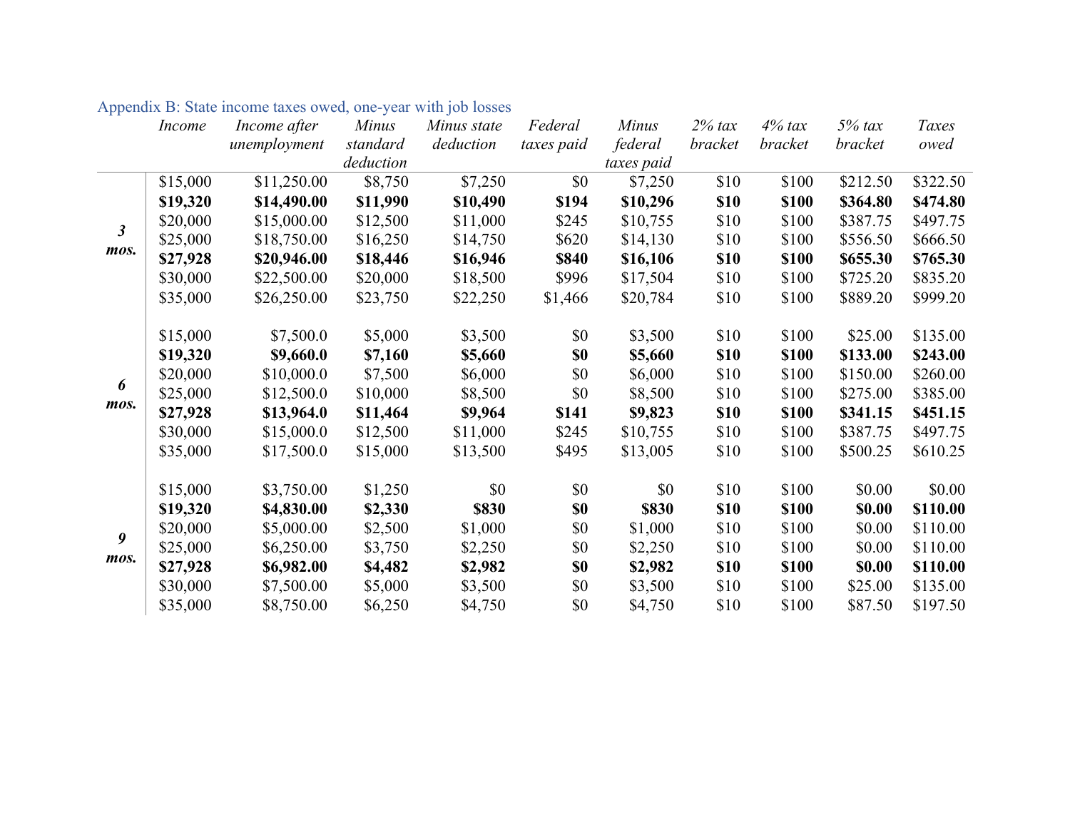Appendix B: State income taxes owed, one-year with job losses

| | *Income* | *Income after unemployment* | *Minus standard deduction* | *Minus state deduction* | *Federal taxes paid* | *Minus federal taxes paid* | *2% tax bracket* | *4% tax bracket* | *5% tax bracket* | *Taxes owed* |
|---|---|---|---|---|---|---|---|---|---|---|
| ***3 mos.*** | $15,000 | $11,250.00 | $8,750 | $7,250 | $0 | $7,250 | $10 | $100 | $212.50 | $322.50 |
| | **$19,320** | **$14,490.00** | **$11,990** | **$10,490** | **$194** | **$10,296** | **$10** | **$100** | **$364.80** | **$474.80** |
| | $20,000 | $15,000.00 | $12,500 | $11,000 | $245 | $10,755 | $10 | $100 | $387.75 | $497.75 |
| | $25,000 | $18,750.00 | $16,250 | $14,750 | $620 | $14,130 | $10 | $100 | $556.50 | $666.50 |
| | **$27,928** | **$20,946.00** | **$18,446** | **$16,946** | **$840** | **$16,106** | **$10** | **$100** | **$655.30** | **$765.30** |
| | $30,000 | $22,500.00 | $20,000 | $18,500 | $996 | $17,504 | $10 | $100 | $725.20 | $835.20 |
| | $35,000 | $26,250.00 | $23,750 | $22,250 | $1,466 | $20,784 | $10 | $100 | $889.20 | $999.20 |
| ***6 mos.*** | $15,000 | $7,500.0 | $5,000 | $3,500 | $0 | $3,500 | $10 | $100 | $25.00 | $135.00 |
| | **$19,320** | **$9,660.0** | **$7,160** | **$5,660** | **$0** | **$5,660** | **$10** | **$100** | **$133.00** | **$243.00** |
| | $20,000 | $10,000.0 | $7,500 | $6,000 | $0 | $6,000 | $10 | $100 | $150.00 | $260.00 |
| | $25,000 | $12,500.0 | $10,000 | $8,500 | $0 | $8,500 | $10 | $100 | $275.00 | $385.00 |
| | **$27,928** | **$13,964.0** | **$11,464** | **$9,964** | **$141** | **$9,823** | **$10** | **$100** | **$341.15** | **$451.15** |
| | $30,000 | $15,000.0 | $12,500 | $11,000 | $245 | $10,755 | $10 | $100 | $387.75 | $497.75 |
| | $35,000 | $17,500.0 | $15,000 | $13,500 | $495 | $13,005 | $10 | $100 | $500.25 | $610.25 |
| ***9 mos.*** | $15,000 | $3,750.00 | $1,250 | $0 | $0 | $0 | $10 | $100 | $0.00 | $0.00 |
| | **$19,320** | **$4,830.00** | **$2,330** | **$830** | **$0** | **$830** | **$10** | **$100** | **$0.00** | **$110.00** |
| | $20,000 | $5,000.00 | $2,500 | $1,000 | $0 | $1,000 | $10 | $100 | $0.00 | $110.00 |
| | $25,000 | $6,250.00 | $3,750 | $2,250 | $0 | $2,250 | $10 | $100 | $0.00 | $110.00 |
| | **$27,928** | **$6,982.00** | **$4,482** | **$2,982** | **$0** | **$2,982** | **$10** | **$100** | **$0.00** | **$110.00** |
| | $30,000 | $7,500.00 | $5,000 | $3,500 | $0 | $3,500 | $10 | $100 | $25.00 | $135.00 |
| | $35,000 | $8,750.00 | $6,250 | $4,750 | $0 | $4,750 | $10 | $100 | $87.50 | $197.50 |